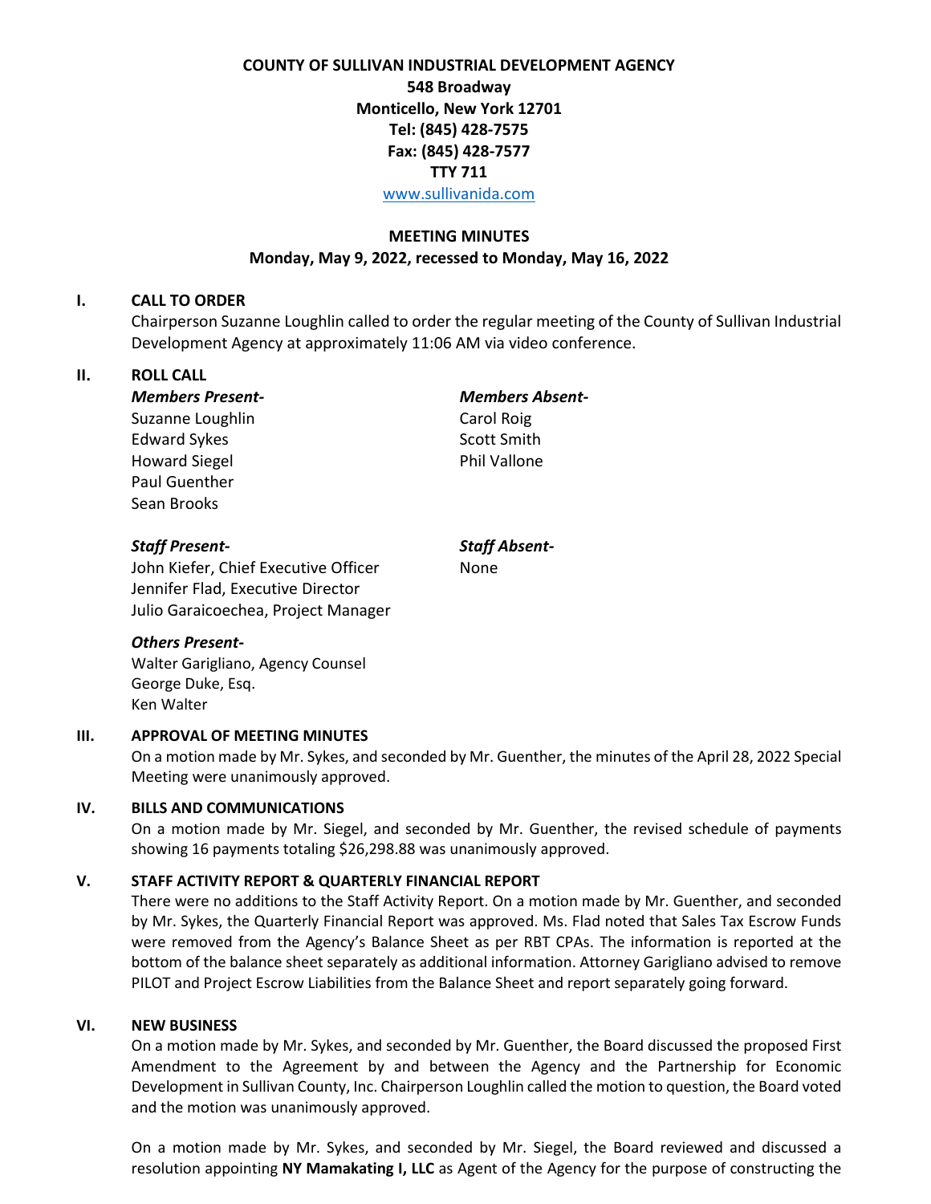**COUNTY OF SULLIVAN INDUSTRIAL DEVELOPMENT AGENCY**
**548 Broadway**
**Monticello, New York 12701**
**Tel: (845) 428-7575**
**Fax: (845) 428-7577**
**TTY 711**
www.sullivanida.com

**MEETING MINUTES**
**Monday, May 9, 2022, recessed to Monday, May 16, 2022**

## I. CALL TO ORDER

Chairperson Suzanne Loughlin called to order the regular meeting of the County of Sullivan Industrial Development Agency at approximately 11:06 AM via video conference.

## II. ROLL CALL

***Members Present-***
Suzanne Loughlin
Edward Sykes
Howard Siegel
Paul Guenther
Sean Brooks

***Members Absent-***
Carol Roig
Scott Smith
Phil Vallone

***Staff Present-***
John Kiefer, Chief Executive Officer
Jennifer Flad, Executive Director
Julio Garaicoechea, Project Manager

***Staff Absent-***
None

***Others Present-***
Walter Garigliano, Agency Counsel
George Duke, Esq.
Ken Walter

## III. APPROVAL OF MEETING MINUTES

On a motion made by Mr. Sykes, and seconded by Mr. Guenther, the minutes of the April 28, 2022 Special Meeting were unanimously approved.

## IV. BILLS AND COMMUNICATIONS

On a motion made by Mr. Siegel, and seconded by Mr. Guenther, the revised schedule of payments showing 16 payments totaling $26,298.88 was unanimously approved.

## V. STAFF ACTIVITY REPORT & QUARTERLY FINANCIAL REPORT

There were no additions to the Staff Activity Report. On a motion made by Mr. Guenther, and seconded by Mr. Sykes, the Quarterly Financial Report was approved. Ms. Flad noted that Sales Tax Escrow Funds were removed from the Agency's Balance Sheet as per RBT CPAs. The information is reported at the bottom of the balance sheet separately as additional information. Attorney Garigliano advised to remove PILOT and Project Escrow Liabilities from the Balance Sheet and report separately going forward.

## VI. NEW BUSINESS

On a motion made by Mr. Sykes, and seconded by Mr. Guenther, the Board discussed the proposed First Amendment to the Agreement by and between the Agency and the Partnership for Economic Development in Sullivan County, Inc. Chairperson Loughlin called the motion to question, the Board voted and the motion was unanimously approved.

On a motion made by Mr. Sykes, and seconded by Mr. Siegel, the Board reviewed and discussed a resolution appointing **NY Mamakating I, LLC** as Agent of the Agency for the purpose of constructing the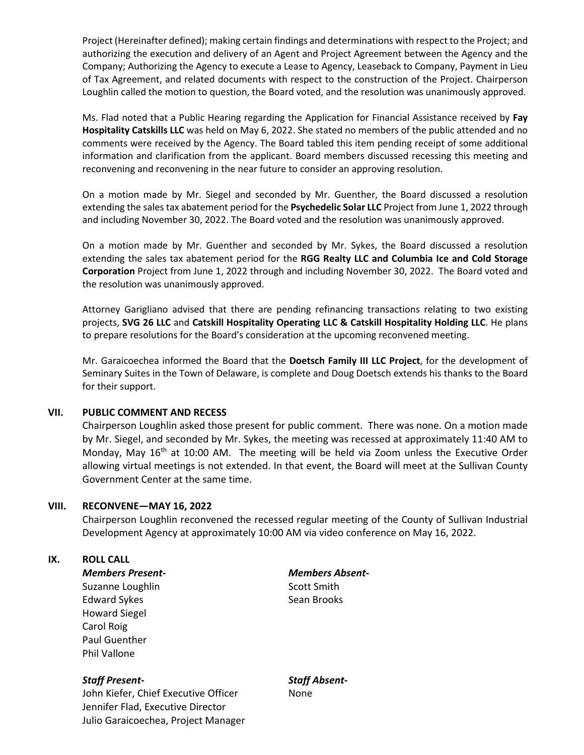Project (Hereinafter defined); making certain findings and determinations with respect to the Project; and authorizing the execution and delivery of an Agent and Project Agreement between the Agency and the Company; Authorizing the Agency to execute a Lease to Agency, Leaseback to Company, Payment in Lieu of Tax Agreement, and related documents with respect to the construction of the Project. Chairperson Loughlin called the motion to question, the Board voted, and the resolution was unanimously approved.

Ms. Flad noted that a Public Hearing regarding the Application for Financial Assistance received by **Fay Hospitality Catskills LLC** was held on May 6, 2022. She stated no members of the public attended and no comments were received by the Agency. The Board tabled this item pending receipt of some additional information and clarification from the applicant. Board members discussed recessing this meeting and reconvening and reconvening in the near future to consider an approving resolution.

On a motion made by Mr. Siegel and seconded by Mr. Guenther, the Board discussed a resolution extending the sales tax abatement period for the **Psychedelic Solar LLC** Project from June 1, 2022 through and including November 30, 2022. The Board voted and the resolution was unanimously approved.

On a motion made by Mr. Guenther and seconded by Mr. Sykes, the Board discussed a resolution extending the sales tax abatement period for the **RGG Realty LLC and Columbia Ice and Cold Storage Corporation** Project from June 1, 2022 through and including November 30, 2022. The Board voted and the resolution was unanimously approved.

Attorney Garigliano advised that there are pending refinancing transactions relating to two existing projects, **SVG 26 LLC** and **Catskill Hospitality Operating LLC & Catskill Hospitality Holding LLC**. He plans to prepare resolutions for the Board's consideration at the upcoming reconvened meeting.

Mr. Garaicoechea informed the Board that the **Doetsch Family III LLC Project**, for the development of Seminary Suites in the Town of Delaware, is complete and Doug Doetsch extends his thanks to the Board for their support.

## VII. PUBLIC COMMENT AND RECESS

Chairperson Loughlin asked those present for public comment. There was none. On a motion made by Mr. Siegel, and seconded by Mr. Sykes, the meeting was recessed at approximately 11:40 AM to Monday, May 16th at 10:00 AM. The meeting will be held via Zoom unless the Executive Order allowing virtual meetings is not extended. In that event, the Board will meet at the Sullivan County Government Center at the same time.

## VIII. RECONVENE—MAY 16, 2022

Chairperson Loughlin reconvened the recessed regular meeting of the County of Sullivan Industrial Development Agency at approximately 10:00 AM via video conference on May 16, 2022.

## IX. ROLL CALL

***Members Present-***
Suzanne Loughlin
Edward Sykes
Howard Siegel
Carol Roig
Paul Guenther
Phil Vallone

***Members Absent-***
Scott Smith
Sean Brooks

***Staff Present-***
John Kiefer, Chief Executive Officer
Jennifer Flad, Executive Director
Julio Garaicoechea, Project Manager

***Staff Absent-***
None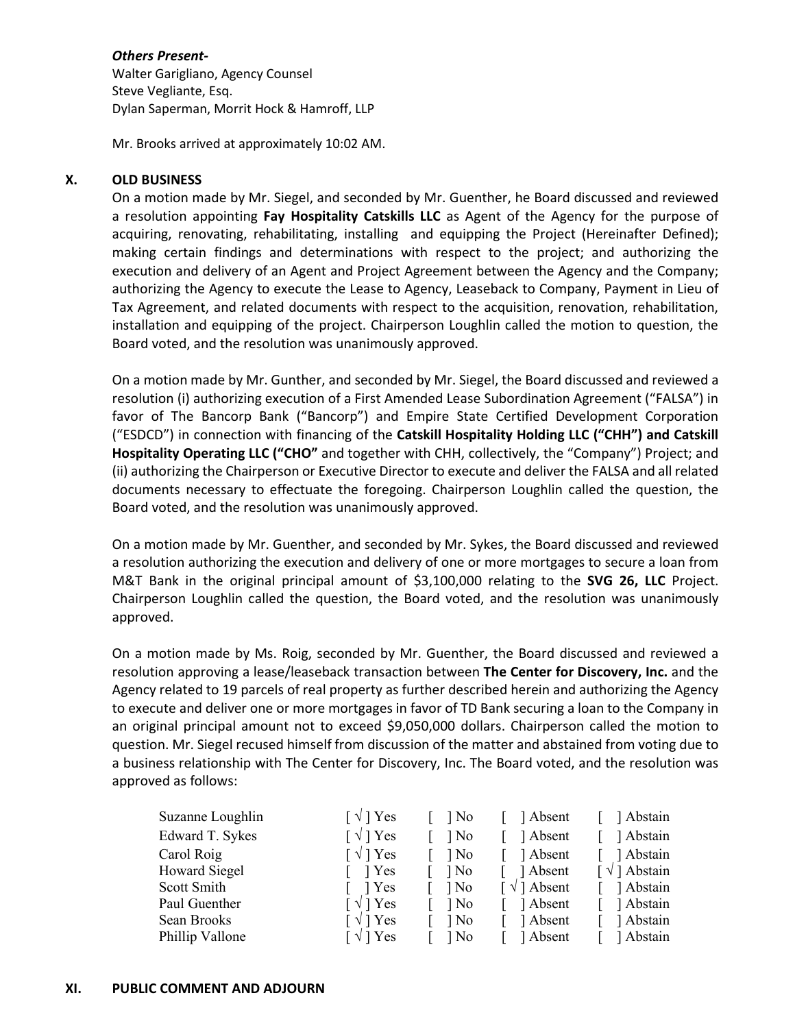***Others Present-***
Walter Garigliano, Agency Counsel
Steve Vegliante, Esq.
Dylan Saperman, Morrit Hock & Hamroff, LLP

Mr. Brooks arrived at approximately 10:02 AM.

## X. OLD BUSINESS

On a motion made by Mr. Siegel, and seconded by Mr. Guenther, he Board discussed and reviewed a resolution appointing **Fay Hospitality Catskills LLC** as Agent of the Agency for the purpose of acquiring, renovating, rehabilitating, installing and equipping the Project (Hereinafter Defined); making certain findings and determinations with respect to the project; and authorizing the execution and delivery of an Agent and Project Agreement between the Agency and the Company; authorizing the Agency to execute the Lease to Agency, Leaseback to Company, Payment in Lieu of Tax Agreement, and related documents with respect to the acquisition, renovation, rehabilitation, installation and equipping of the project. Chairperson Loughlin called the motion to question, the Board voted, and the resolution was unanimously approved.

On a motion made by Mr. Gunther, and seconded by Mr. Siegel, the Board discussed and reviewed a resolution (i) authorizing execution of a First Amended Lease Subordination Agreement ("FALSA") in favor of The Bancorp Bank ("Bancorp") and Empire State Certified Development Corporation ("ESDCD") in connection with financing of the **Catskill Hospitality Holding LLC ("CHH") and Catskill Hospitality Operating LLC ("CHO"** and together with CHH, collectively, the "Company") Project; and (ii) authorizing the Chairperson or Executive Director to execute and deliver the FALSA and all related documents necessary to effectuate the foregoing. Chairperson Loughlin called the question, the Board voted, and the resolution was unanimously approved.

On a motion made by Mr. Guenther, and seconded by Mr. Sykes, the Board discussed and reviewed a resolution authorizing the execution and delivery of one or more mortgages to secure a loan from M&T Bank in the original principal amount of $3,100,000 relating to the **SVG 26, LLC** Project. Chairperson Loughlin called the question, the Board voted, and the resolution was unanimously approved.

On a motion made by Ms. Roig, seconded by Mr. Guenther, the Board discussed and reviewed a resolution approving a lease/leaseback transaction between **The Center for Discovery, Inc.** and the Agency related to 19 parcels of real property as further described herein and authorizing the Agency to execute and deliver one or more mortgages in favor of TD Bank securing a loan to the Company in an original principal amount not to exceed $9,050,000 dollars. Chairperson called the motion to question. Mr. Siegel recused himself from discussion of the matter and abstained from voting due to a business relationship with The Center for Discovery, Inc. The Board voted, and the resolution was approved as follows:

| | | | | |
|---|---|---|---|---|
| Suzanne Loughlin | [ √ ] Yes | [ ] No | [ ] Absent | [ ] Abstain |
| Edward T. Sykes | [ √ ] Yes | [ ] No | [ ] Absent | [ ] Abstain |
| Carol Roig | [ √ ] Yes | [ ] No | [ ] Absent | [ ] Abstain |
| Howard Siegel | [ ] Yes | [ ] No | [ ] Absent | [ √ ] Abstain |
| Scott Smith | [ ] Yes | [ ] No | [ √ ] Absent | [ ] Abstain |
| Paul Guenther | [ √ ] Yes | [ ] No | [ ] Absent | [ ] Abstain |
| Sean Brooks | [ √ ] Yes | [ ] No | [ ] Absent | [ ] Abstain |
| Phillip Vallone | [ √ ] Yes | [ ] No | [ ] Absent | [ ] Abstain |

## XI. PUBLIC COMMENT AND ADJOURN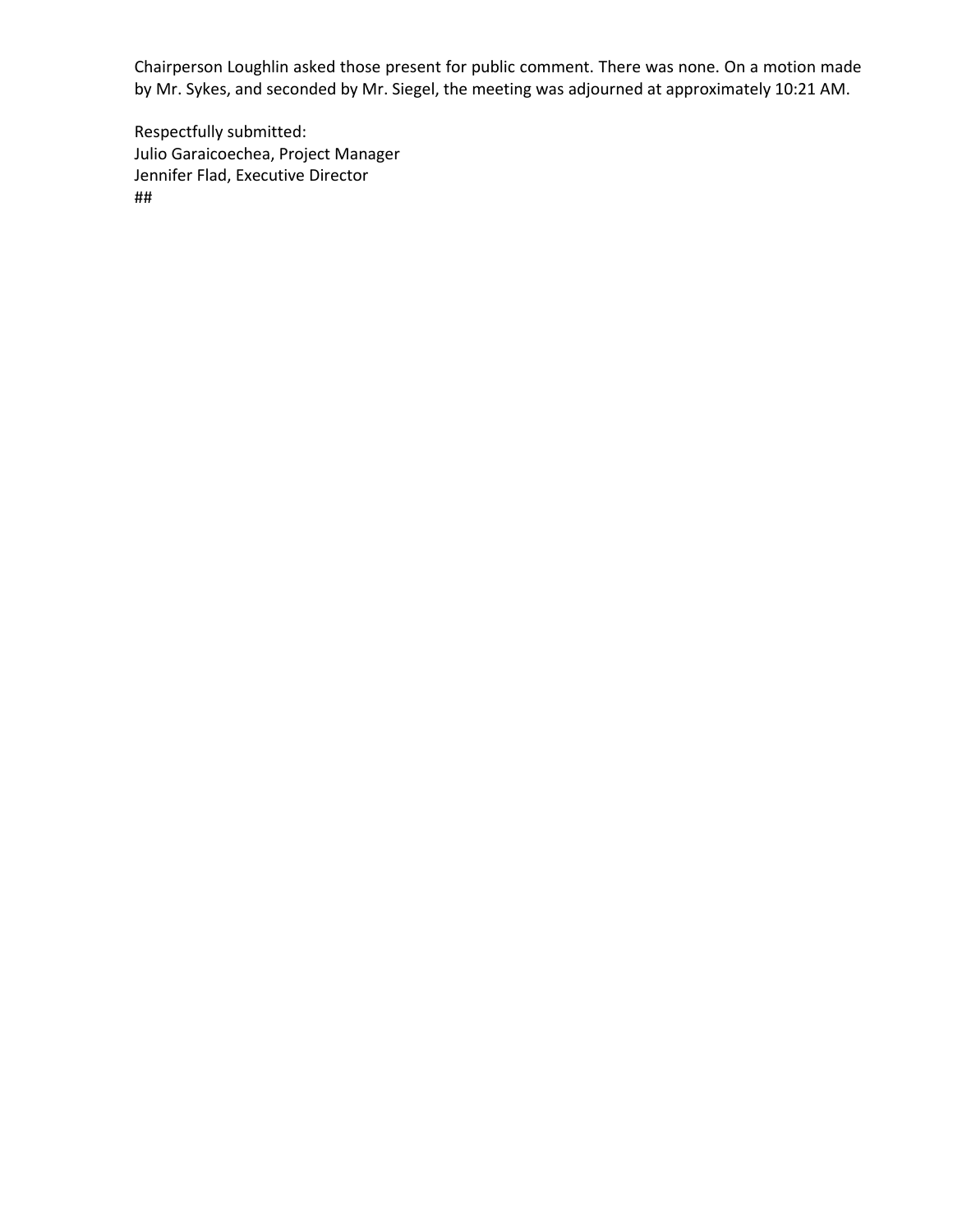Chairperson Loughlin asked those present for public comment. There was none. On a motion made by Mr. Sykes, and seconded by Mr. Siegel, the meeting was adjourned at approximately 10:21 AM.

Respectfully submitted:
Julio Garaicoechea, Project Manager
Jennifer Flad, Executive Director
##